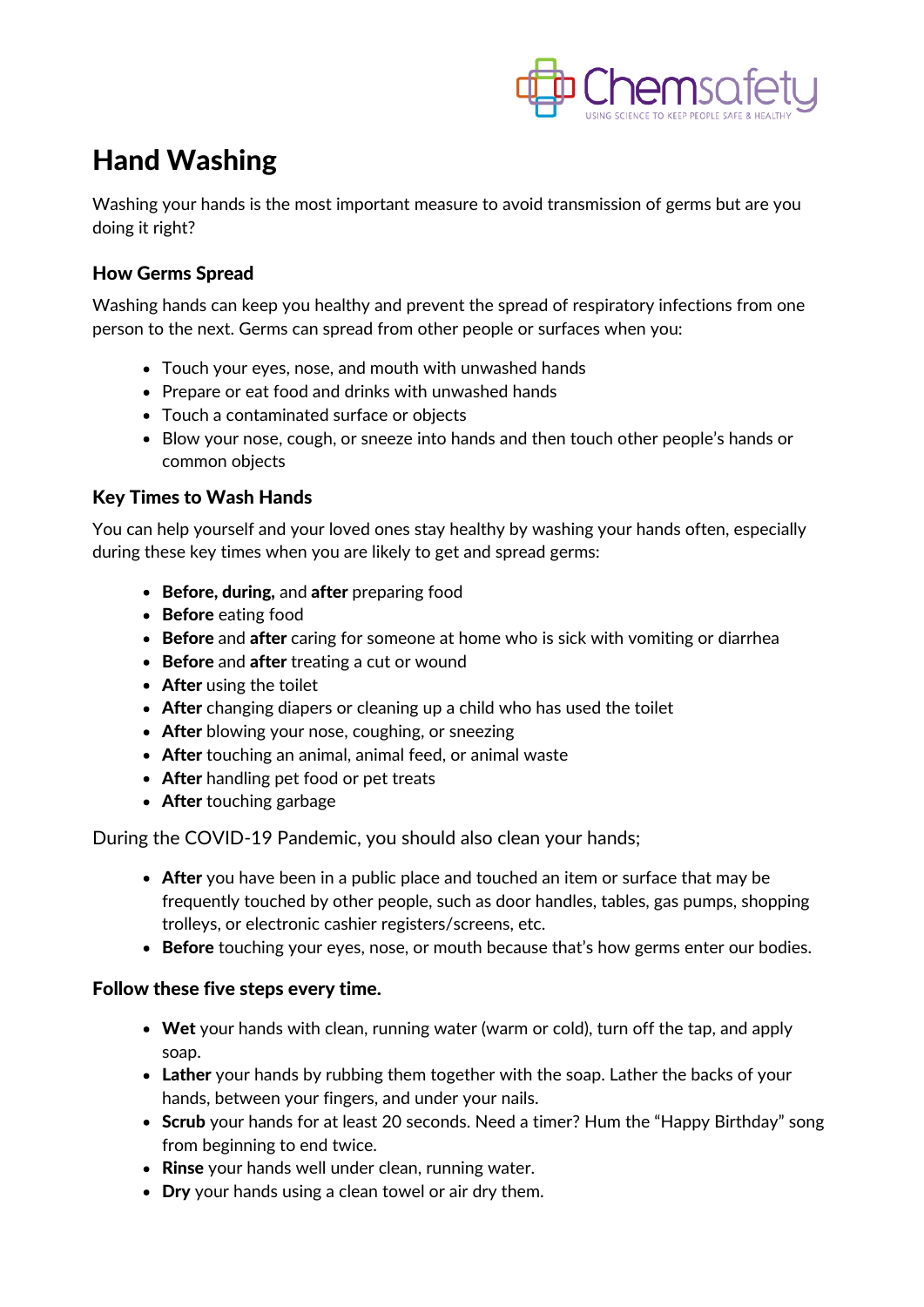# Hand Washing

Washing your hands is the most important measure to avoid transmission of germs but are you doing it right?

### How Germs Spread

Washing hands can keep you healthy and prevent the spread of respiratory infections from one person to the next. Germs can spread from other people or surfaces when you:

- Touch your eyes, nose, and mouth with unwashed hands
- Prepare or eat food and drinks with unwashed hands
- Touch a contaminated surface or objects
- Blow your nose, cough, or sneeze into hands and then touch other people's hands or common objects

### Key Times to Wash Hands

You can help yourself and your loved ones stay healthy by washing your hands often, especially during these key times when you are likely to get and spread germs:

- **Before, during,** and **after** preparing food
- **Before** eating food
- **Before** and **after** caring for someone at home who is sick with vomiting or diarrhea
- **Before** and **after** treating a cut or wound
- **After** using the toilet
- **After** changing diapers or cleaning up a child who has used the toilet
- **After** blowing your nose, coughing, or sneezing
- **After** touching an animal, animal feed, or animal waste
- **After** handling pet food or pet treats
- **After** touching garbage

During the COVID-19 Pandemic, you should also clean your hands;

- **After** you have been in a public place and touched an item or surface that may be frequently touched by other people, such as door handles, tables, gas pumps, shopping trolleys, or electronic cashier registers/screens, etc.
- **Before** touching your eyes, nose, or mouth because that's how germs enter our bodies.

### Follow these five steps every time.

- **Wet** your hands with clean, running water (warm or cold), turn off the tap, and apply soap.
- **Lather** your hands by rubbing them together with the soap. Lather the backs of your hands, between your fingers, and under your nails.
- **Scrub** your hands for at least 20 seconds. Need a timer? Hum the "Happy Birthday" song from beginning to end twice.
- **Rinse** your hands well under clean, running water.
- **Dry** your hands using a clean towel or air dry them.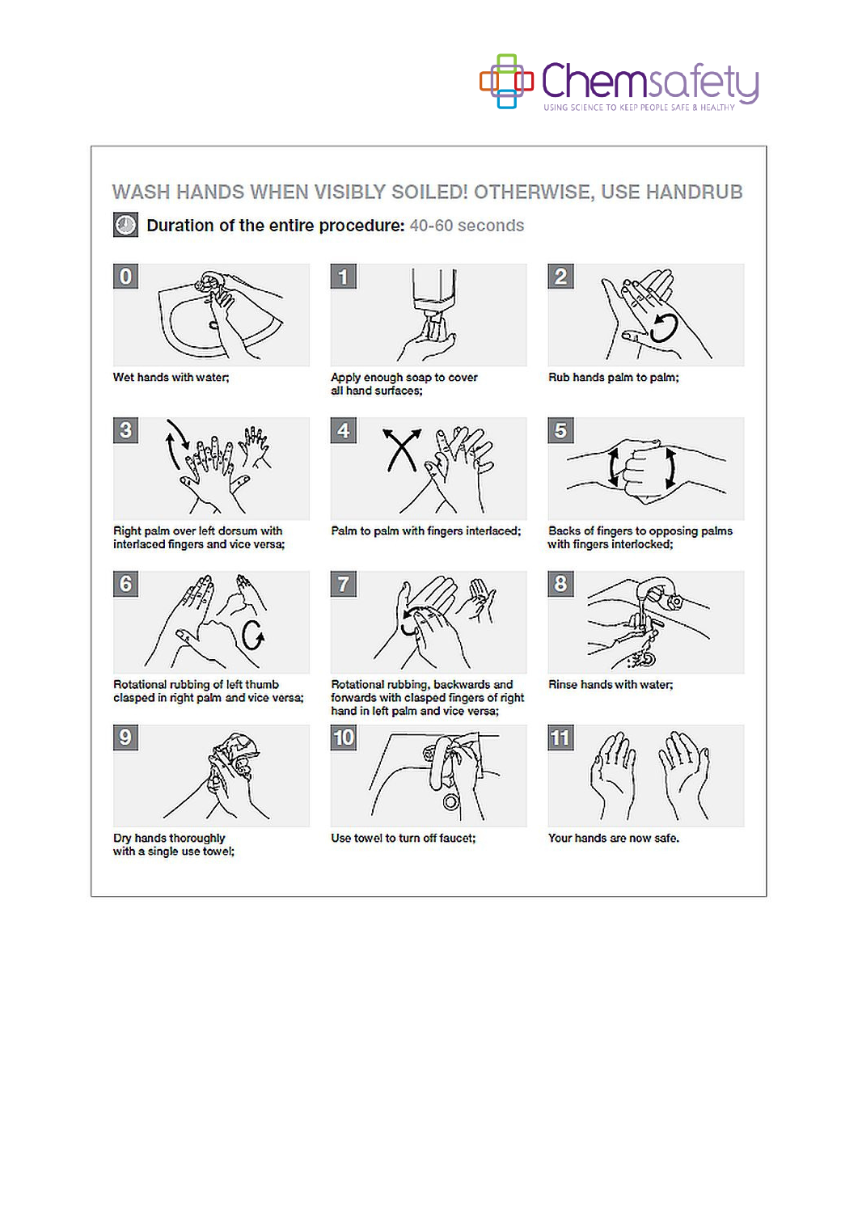Chemsafety

USING SCIENCE TO KEEP PEOPLE SAFE & HEALTHY

## WASH HANDS WHEN VISIBLY SOILED! OTHERWISE, USE HANDRUB

**Duration of the entire procedure:** 40-60 seconds

0. Wet hands with water;
1. Apply enough soap to cover all hand surfaces;
2. Rub hands palm to palm;
3. Right palm over left dorsum with interlaced fingers and vice versa;
4. Palm to palm with fingers interlaced;
5. Backs of fingers to opposing palms with fingers interlocked;
6. Rotational rubbing of left thumb clasped in right palm and vice versa;
7. Rotational rubbing, backwards and forwards with clasped fingers of right hand in left palm and vice versa;
8. Rinse hands with water;
9. Dry hands thoroughly with a single use towel;
10. Use towel to turn off faucet;
11. Your hands are now safe.